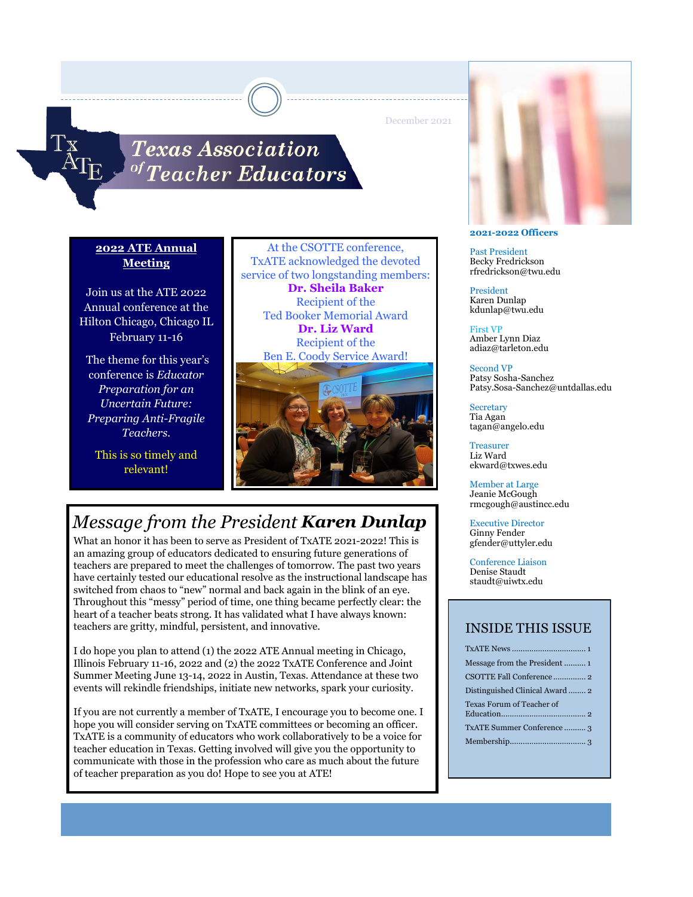December 2021

# Texas Association of Teacher Educators

## 2022 ATE Annual Meeting

Join us at the ATE 2022 Annual conference at the Hilton Chicago, Chicago IL February 11-16

The theme for this year's conference is *Educator Preparation for an Uncertain Future: Preparing Anti-Fragile Teachers.*

This is so timely and relevant!

At the CSOTTE conference, TxATE acknowledged the devoted service of two longstanding members:

**Dr. Sheila Baker**
Recipient of the
Ted Booker Memorial Award

**Dr. Liz Ward**
Recipient of the
Ben E. Coody Service Award!

## *Message from the President* **Karen Dunlap**

What an honor it has been to serve as President of TxATE 2021-2022! This is an amazing group of educators dedicated to ensuring future generations of teachers are prepared to meet the challenges of tomorrow. The past two years have certainly tested our educational resolve as the instructional landscape has switched from chaos to "new" normal and back again in the blink of an eye. Throughout this "messy" period of time, one thing became perfectly clear: the heart of a teacher beats strong. It has validated what I have always known: teachers are gritty, mindful, persistent, and innovative.

I do hope you plan to attend (1) the 2022 ATE Annual meeting in Chicago, Illinois February 11-16, 2022 and (2) the 2022 TxATE Conference and Joint Summer Meeting June 13-14, 2022 in Austin, Texas. Attendance at these two events will rekindle friendships, initiate new networks, spark your curiosity.

If you are not currently a member of TxATE, I encourage you to become one. I hope you will consider serving on TxATE committees or becoming an officer. TxATE is a community of educators who work collaboratively to be a voice for teacher education in Texas. Getting involved will give you the opportunity to communicate with those in the profession who care as much about the future of teacher preparation as you do! Hope to see you at ATE!

**2021-2022 Officers**

Past President
Becky Fredrickson
rfredrickson@twu.edu

President
Karen Dunlap
kdunlap@twu.edu

First VP
Amber Lynn Diaz
adiaz@tarleton.edu

Second VP
Patsy Sosha-Sanchez
Patsy.Sosa-Sanchez@untdallas.edu

Secretary
Tia Agan
tagan@angelo.edu

Treasurer
Liz Ward
ekward@txwes.edu

Member at Large
Jeanie McGough
rmcgough@austincc.edu

Executive Director
Ginny Fender
gfender@uttyler.edu

Conference Liaison
Denise Staudt
staudt@uiwtx.edu

## INSIDE THIS ISSUE

TxATE News ........ 1
Message from the President ........ 1
CSOTTE Fall Conference ........ 2
Distinguished Clinical Award ........ 2
Texas Forum of Teacher of Education ........ 2
TxATE Summer Conference ........ 3
Membership ........ 3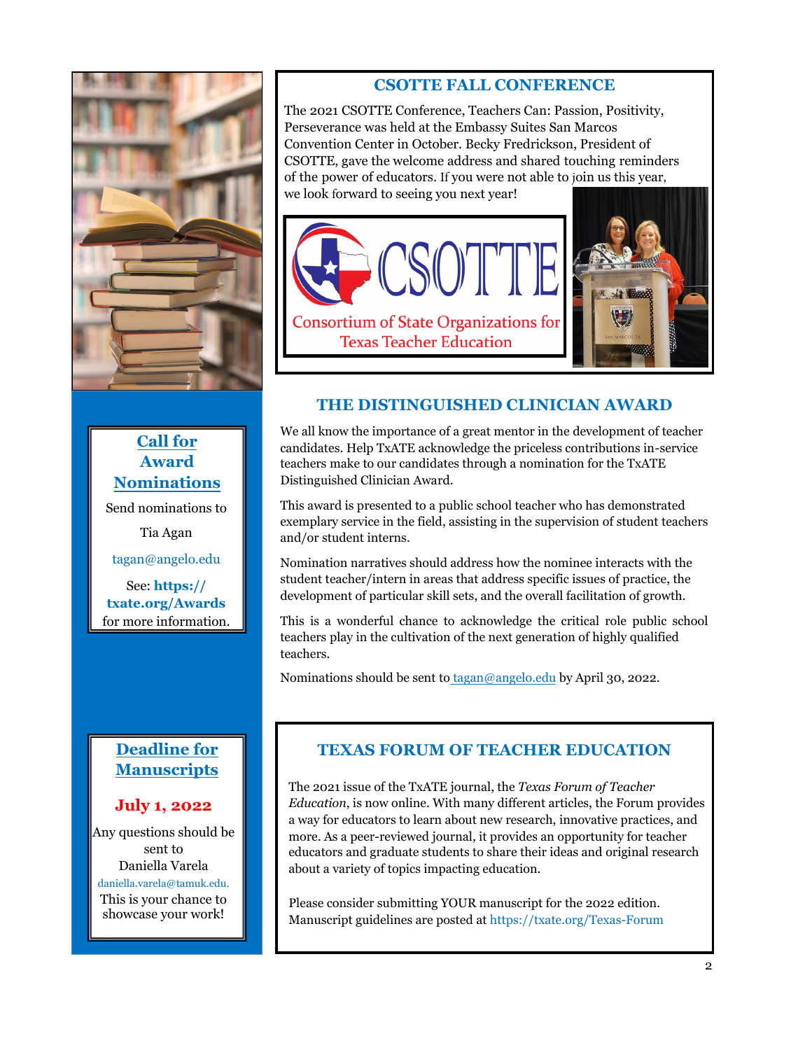## CSOTTE FALL CONFERENCE

The 2021 CSOTTE Conference, Teachers Can: Passion, Positivity, Perseverance was held at the Embassy Suites San Marcos Convention Center in October. Becky Fredrickson, President of CSOTTE, gave the welcome address and shared touching reminders of the power of educators. If you were not able to join us this year, we look forward to seeing you next year!

CSOTTE

Consortium of State Organizations for Texas Teacher Education

## Call for Award Nominations

Send nominations to

Tia Agan

tagan@angelo.edu

See: **https://txate.org/Awards** for more information.

## THE DISTINGUISHED CLINICIAN AWARD

We all know the importance of a great mentor in the development of teacher candidates. Help TxATE acknowledge the priceless contributions in-service teachers make to our candidates through a nomination for the TxATE Distinguished Clinician Award.

This award is presented to a public school teacher who has demonstrated exemplary service in the field, assisting in the supervision of student teachers and/or student interns.

Nomination narratives should address how the nominee interacts with the student teacher/intern in areas that address specific issues of practice, the development of particular skill sets, and the overall facilitation of growth.

This is a wonderful chance to acknowledge the critical role public school teachers play in the cultivation of the next generation of highly qualified teachers.

Nominations should be sent to tagan@angelo.edu by April 30, 2022.

## Deadline for Manuscripts

**July 1, 2022**

Any questions should be sent to Daniella Varela

daniella.varela@tamuk.edu.

This is your chance to showcase your work!

## TEXAS FORUM OF TEACHER EDUCATION

The 2021 issue of the TxATE journal, the *Texas Forum of Teacher Education*, is now online. With many different articles, the Forum provides a way for educators to learn about new research, innovative practices, and more. As a peer-reviewed journal, it provides an opportunity for teacher educators and graduate students to share their ideas and original research about a variety of topics impacting education.

Please consider submitting YOUR manuscript for the 2022 edition. Manuscript guidelines are posted at https://txate.org/Texas-Forum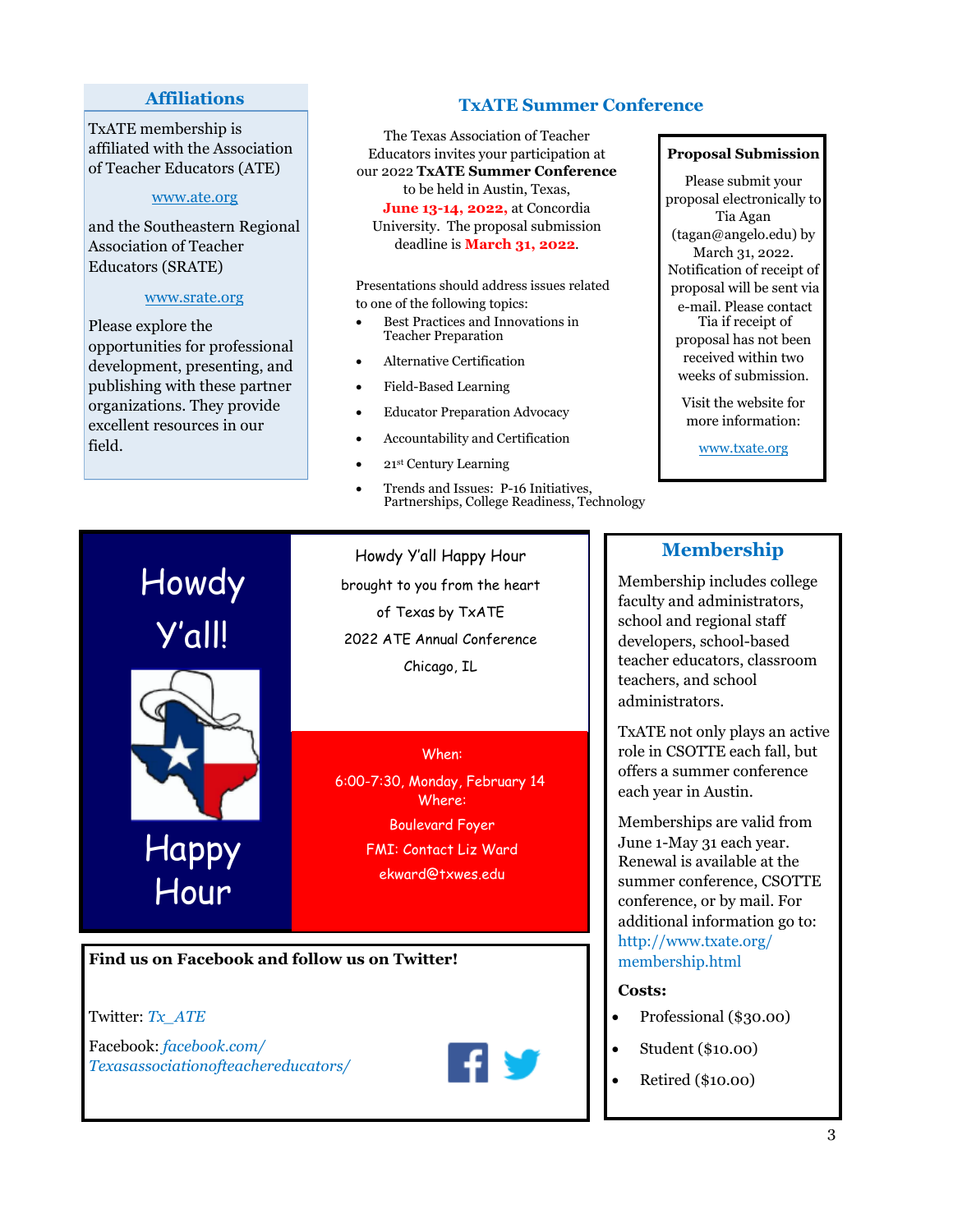## Affiliations

TxATE membership is affiliated with the Association of Teacher Educators (ATE)

www.ate.org

and the Southeastern Regional Association of Teacher Educators (SRATE)

www.srate.org

Please explore the opportunities for professional development, presenting, and publishing with these partner organizations. They provide excellent resources in our field.

## TxATE Summer Conference

The Texas Association of Teacher Educators invites your participation at our 2022 **TxATE Summer Conference** to be held in Austin, Texas, **June 13-14, 2022,** at Concordia University. The proposal submission deadline is **March 31, 2022**.

Presentations should address issues related to one of the following topics:

- Best Practices and Innovations in Teacher Preparation
- Alternative Certification
- Field-Based Learning
- Educator Preparation Advocacy
- Accountability and Certification
- 21st Century Learning
- Trends and Issues: P-16 Initiatives, Partnerships, College Readiness, Technology

### Proposal Submission

Please submit your proposal electronically to Tia Agan (tagan@angelo.edu) by March 31, 2022. Notification of receipt of proposal will be sent via e-mail. Please contact Tia if receipt of proposal has not been received within two weeks of submission.

Visit the website for more information:

www.txate.org

## Howdy Y'all! Happy Hour

Howdy Y'all Happy Hour brought to you from the heart of Texas by TxATE

2022 ATE Annual Conference

Chicago, IL

When:

6:00-7:30, Monday, February 14

Where:

Boulevard Foyer

FMI: Contact Liz Ward

ekward@txwes.edu

**Find us on Facebook and follow us on Twitter!**

Twitter: *Tx_ATE*

Facebook: *facebook.com/Texasassociationofteachereducators/*

## Membership

Membership includes college faculty and administrators, school and regional staff developers, school-based teacher educators, classroom teachers, and school administrators.

TxATE not only plays an active role in CSOTTE each fall, but offers a summer conference each year in Austin.

Memberships are valid from June 1-May 31 each year. Renewal is available at the summer conference, CSOTTE conference, or by mail. For additional information go to: http://www.txate.org/membership.html

**Costs:**

- Professional ($30.00)
- Student ($10.00)
- Retired ($10.00)